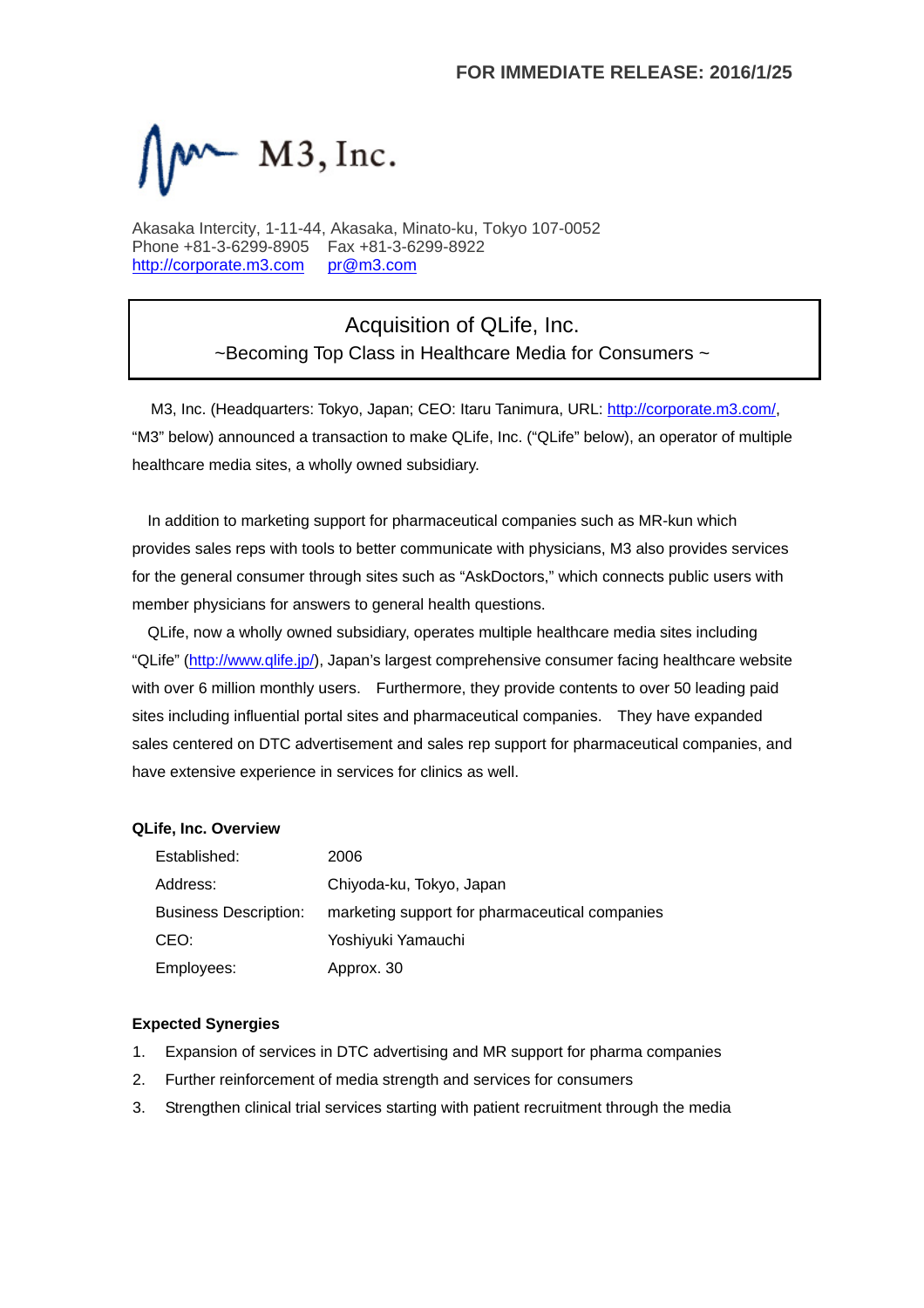FOR IMMEDIATE RELEASE: 2016/1/25

M3, Inc.

Akasaka Intercity, 1-11-44, Akasaka, Minato-ku, Tokyo 107-0052
Phone +81-3-6299-8905 Fax +81-3-6299-8922
http://corporate.m3.com pr@m3.com

# Acquisition of QLife, Inc.

## ~Becoming Top Class in Healthcare Media for Consumers ~

M3, Inc. (Headquarters: Tokyo, Japan; CEO: Itaru Tanimura, URL: http://corporate.m3.com/, "M3" below) announced a transaction to make QLife, Inc. ("QLife" below), an operator of multiple healthcare media sites, a wholly owned subsidiary.

In addition to marketing support for pharmaceutical companies such as MR-kun which provides sales reps with tools to better communicate with physicians, M3 also provides services for the general consumer through sites such as "AskDoctors," which connects public users with member physicians for answers to general health questions.

QLife, now a wholly owned subsidiary, operates multiple healthcare media sites including "QLife" (http://www.qlife.jp/), Japan's largest comprehensive consumer facing healthcare website with over 6 million monthly users. Furthermore, they provide contents to over 50 leading paid sites including influential portal sites and pharmaceutical companies. They have expanded sales centered on DTC advertisement and sales rep support for pharmaceutical companies, and have extensive experience in services for clinics as well.

**QLife, Inc. Overview**

| | |
|---|---|
| Established: | 2006 |
| Address: | Chiyoda-ku, Tokyo, Japan |
| Business Description: | marketing support for pharmaceutical companies |
| CEO: | Yoshiyuki Yamauchi |
| Employees: | Approx. 30 |

**Expected Synergies**

1. Expansion of services in DTC advertising and MR support for pharma companies
2. Further reinforcement of media strength and services for consumers
3. Strengthen clinical trial services starting with patient recruitment through the media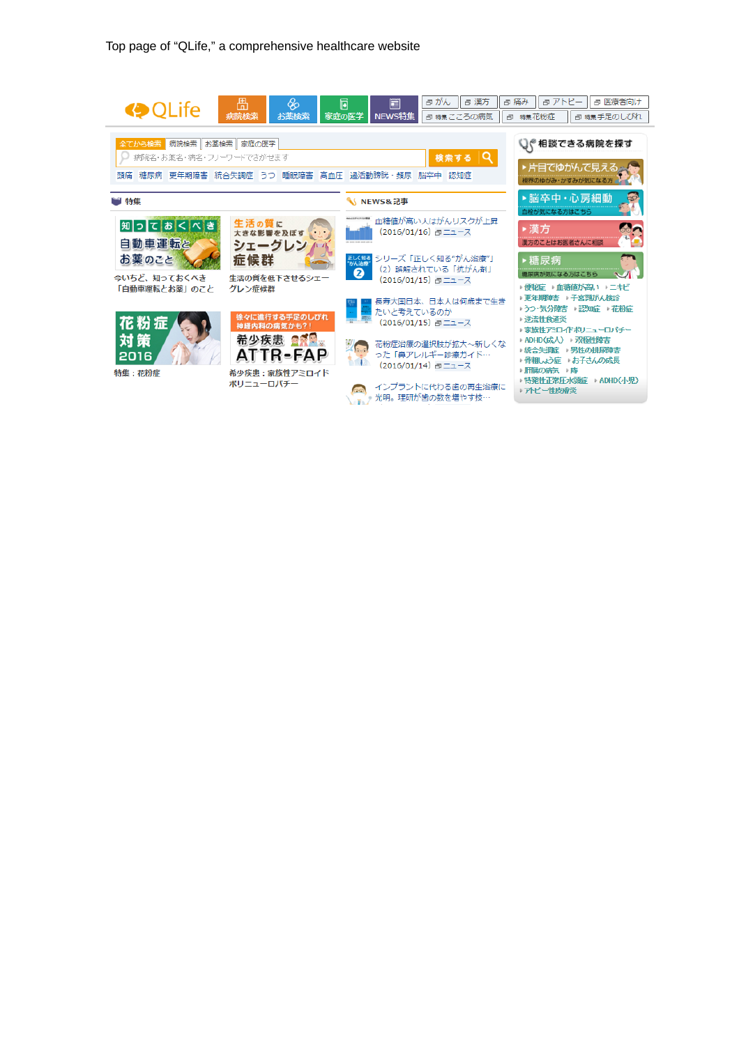Top page of “QLife,” a comprehensive healthcare website

QLife

病院検索 お薬検索 家庭の医学 NEWS特集

がん 漢方 痛み アトピー 医療者向け

特集 こころの病気 特集 花粉症 特集 手足のしびれ

全てから検索 病院検索 お薬検索 家庭の医学

病院名・お薬名・病名・フリーワードでさがせます

検索する

頭痛 糖尿病 更年期障害 統合失調症 うつ 睡眠障害 高血圧 過活動膀胱・頻尿 脳卒中 認知症

## 特集

知っておくべき 自動車運転と お薬のこと

今いちど、知っておくべき「自動車運転とお薬」のこと

生活の質に大きな影響を及ぼす シェーグレン症候群

生活の質を低下させるシェーグレン症候群

花粉症 対策 2016

特集：花粉症

徐々に進行する手足のしびれ 神経内科の病気かも？！ 希少疾患 ATTR-FAP

希少疾患：家族性アミロイドポリニューロパチー

## NEWS＆記事

血糖値が高い人はがんリスクが上昇（2016/01/16） ニュース

シリーズ「正しく知る"がん治療"」（2）誤解されている「抗がん剤」（2016/01/15） ニュース

長寿大国日本、日本人は何歳まで生きたいと考えているのか（2016/01/15） ニュース

花粉症治療の選択肢が拡大～新しくなった「鼻アレルギー診療ガイド…（2016/01/14） ニュース

インプラントに代わる歯の再生治療に光明。理研が歯の数を増やす技…

## 相談できる病院を探す

片目でゆがんで見える 視界のゆがみ・かすみが気になる方

脳卒中・心房細動 血栓が気になる方はこちら

漢方 漢方のことはお医者さんに相談

糖尿病 糖尿病が気になる方はこちら

便秘症 血糖値が高い ニキビ

更年期障害 子宮頸がん検診

うつ・気分障害 認知症 花粉症

逆流性食道炎

家族性アミロイドポリニューロパチー

ADHD（成人） 双極性障害

統合失調症 男性の排尿障害

骨粗しょう症 お子さんの成長

肝臓の病気 痔

特発性正常圧水頭症 ADHD（小児）

アトピー性皮膚炎